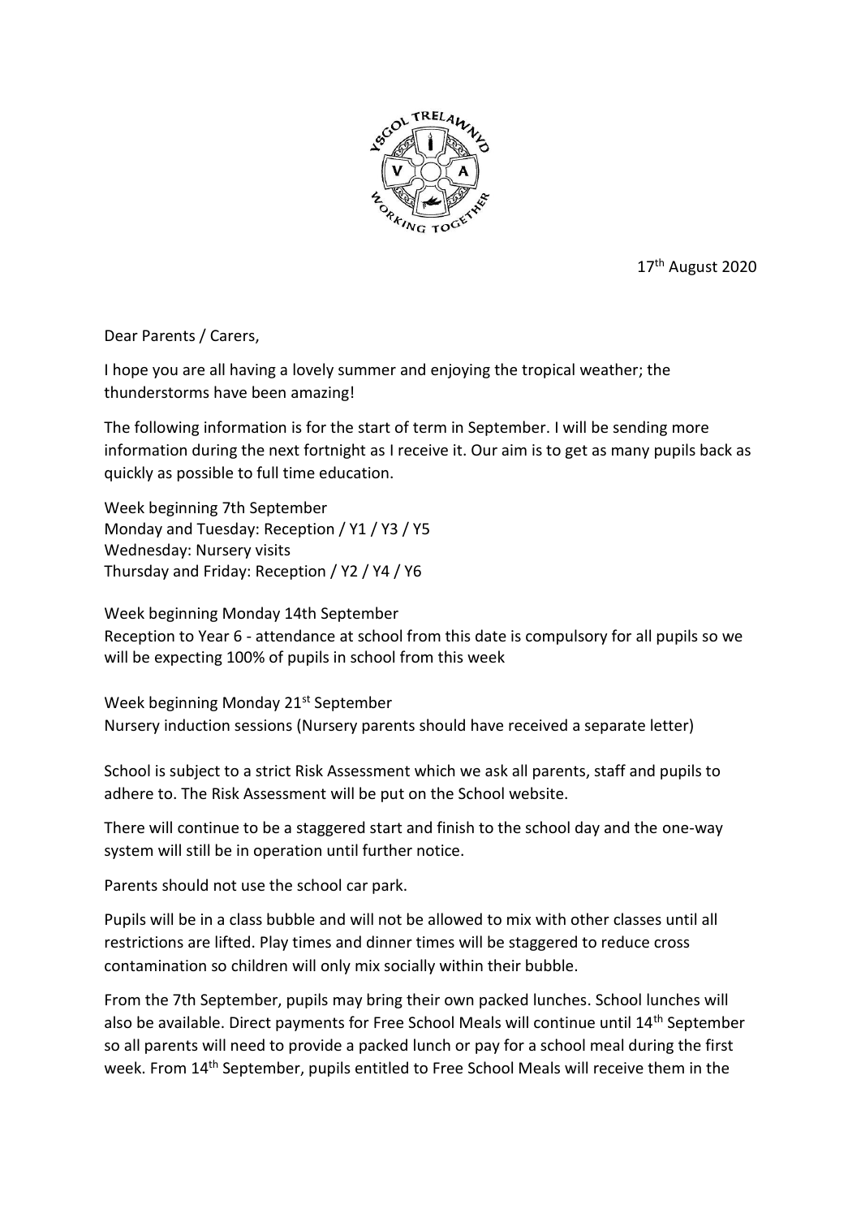17th August 2020

Dear Parents / Carers,

I hope you are all having a lovely summer and enjoying the tropical weather; the thunderstorms have been amazing!

The following information is for the start of term in September. I will be sending more information during the next fortnight as I receive it. Our aim is to get as many pupils back as quickly as possible to full time education.

Week beginning 7th September
Monday and Tuesday: Reception / Y1 / Y3 / Y5
Wednesday: Nursery visits
Thursday and Friday: Reception / Y2 / Y4 / Y6

Week beginning Monday 14th September
Reception to Year 6 - attendance at school from this date is compulsory for all pupils so we will be expecting 100% of pupils in school from this week

Week beginning Monday 21st September
Nursery induction sessions (Nursery parents should have received a separate letter)

School is subject to a strict Risk Assessment which we ask all parents, staff and pupils to adhere to. The Risk Assessment will be put on the School website.

There will continue to be a staggered start and finish to the school day and the one-way system will still be in operation until further notice.

Parents should not use the school car park.

Pupils will be in a class bubble and will not be allowed to mix with other classes until all restrictions are lifted. Play times and dinner times will be staggered to reduce cross contamination so children will only mix socially within their bubble.

From the 7th September, pupils may bring their own packed lunches. School lunches will also be available. Direct payments for Free School Meals will continue until 14th September so all parents will need to provide a packed lunch or pay for a school meal during the first week. From 14th September, pupils entitled to Free School Meals will receive them in the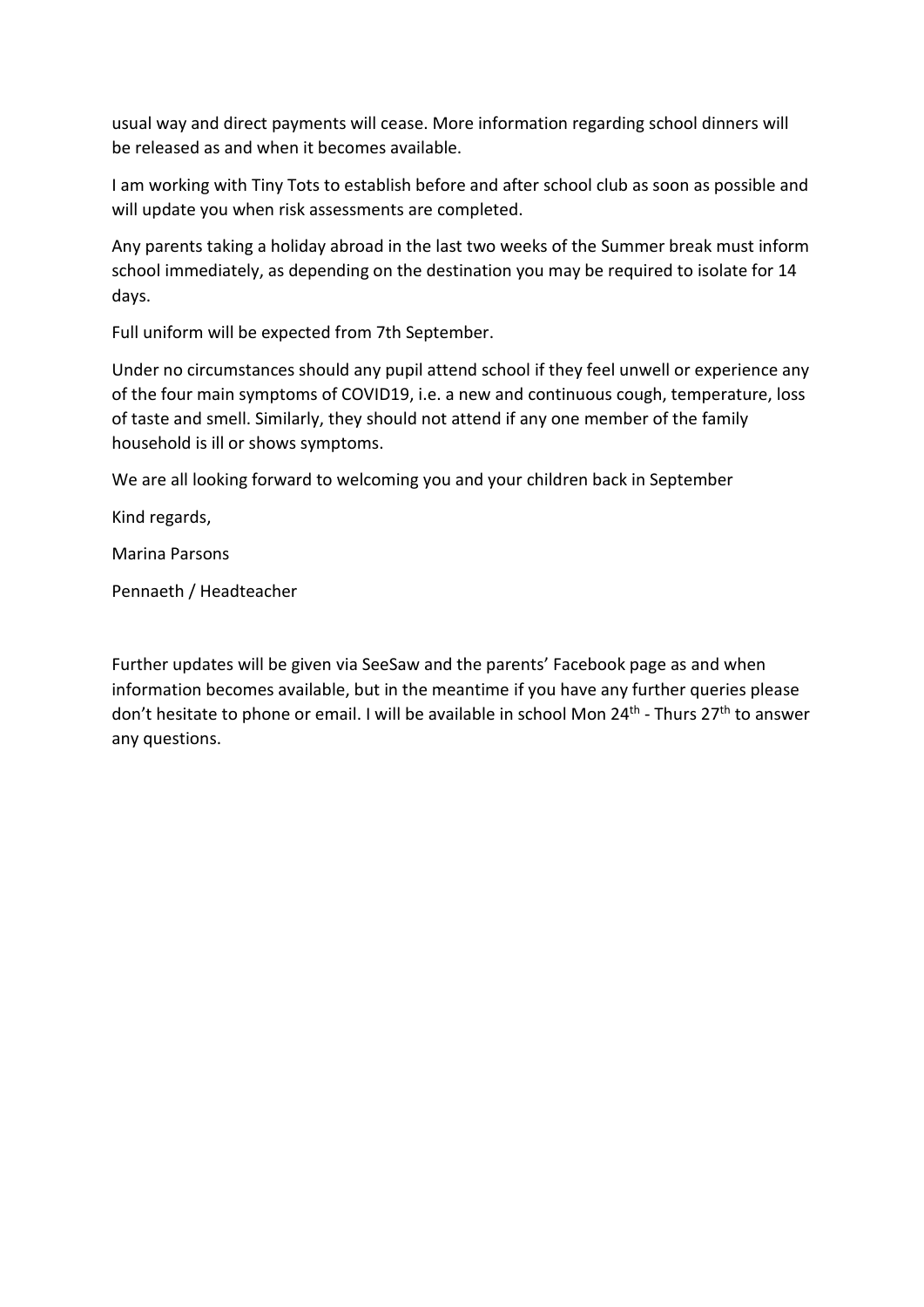usual way and direct payments will cease. More information regarding school dinners will be released as and when it becomes available.

I am working with Tiny Tots to establish before and after school club as soon as possible and will update you when risk assessments are completed.

Any parents taking a holiday abroad in the last two weeks of the Summer break must inform school immediately, as depending on the destination you may be required to isolate for 14 days.

Full uniform will be expected from 7th September.

Under no circumstances should any pupil attend school if they feel unwell or experience any of the four main symptoms of COVID19, i.e. a new and continuous cough, temperature, loss of taste and smell. Similarly, they should not attend if any one member of the family household is ill or shows symptoms.

We are all looking forward to welcoming you and your children back in September

Kind regards,

Marina Parsons

Pennaeth / Headteacher

Further updates will be given via SeeSaw and the parents' Facebook page as and when information becomes available, but in the meantime if you have any further queries please don't hesitate to phone or email. I will be available in school Mon 24th - Thurs 27th to answer any questions.